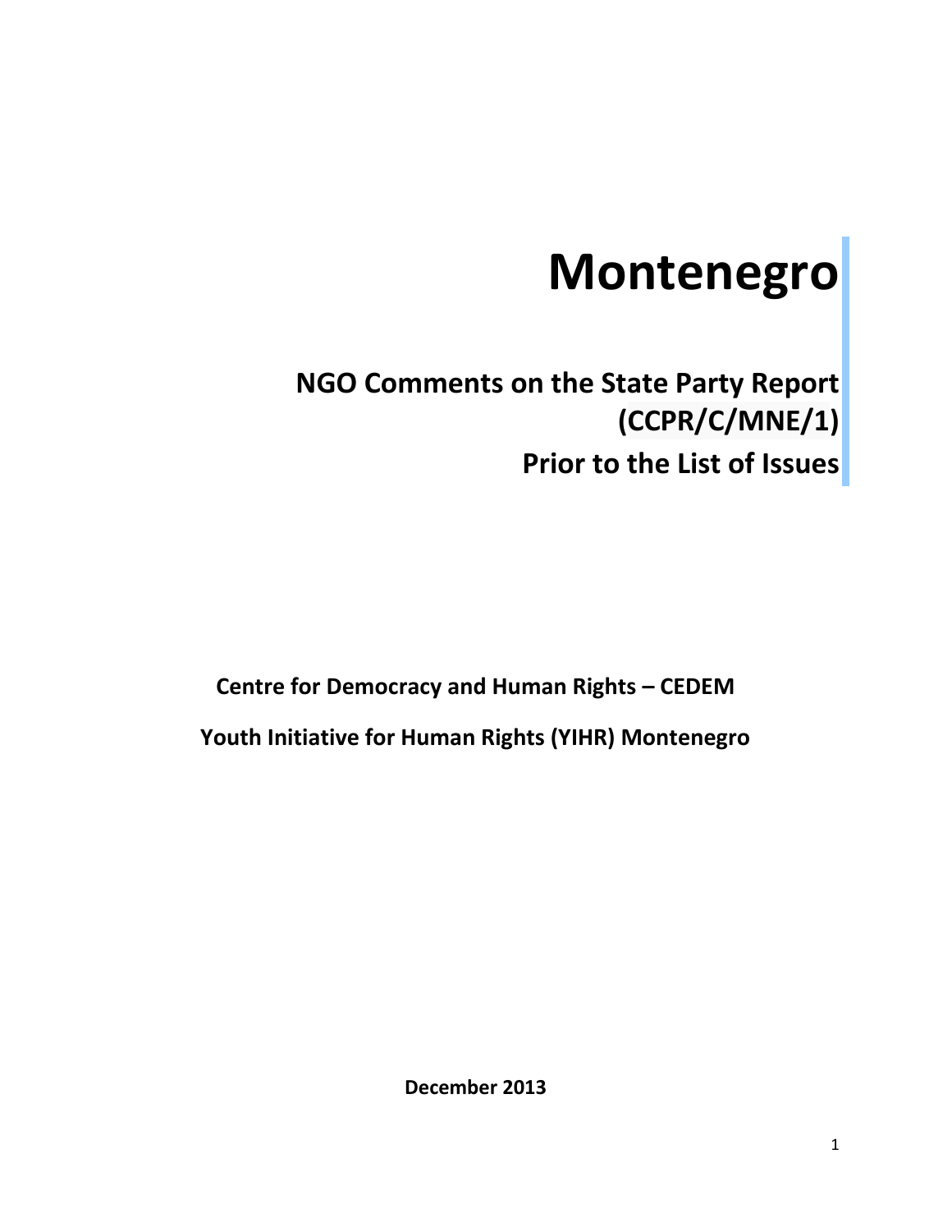# Montenegro

## NGO Comments on the State Party Report (CCPR/C/MNE/1) Prior to the List of Issues

**Centre for Democracy and Human Rights – CEDEM**

**Youth Initiative for Human Rights (YIHR) Montenegro**

**December 2013**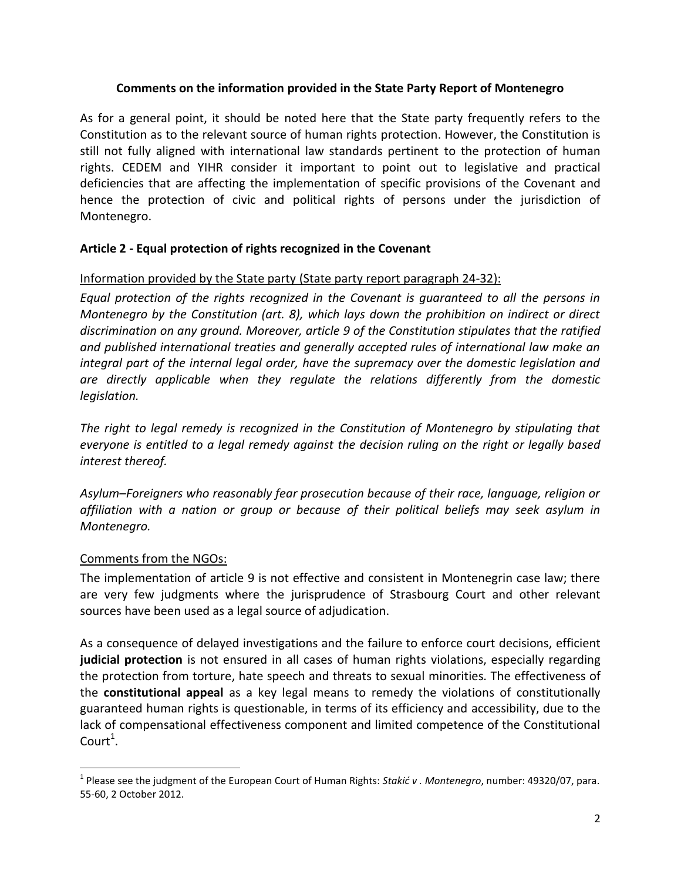## Comments on the information provided in the State Party Report of Montenegro

As for a general point, it should be noted here that the State party frequently refers to the Constitution as to the relevant source of human rights protection. However, the Constitution is still not fully aligned with international law standards pertinent to the protection of human rights. CEDEM and YIHR consider it important to point out to legislative and practical deficiencies that are affecting the implementation of specific provisions of the Covenant and hence the protection of civic and political rights of persons under the jurisdiction of Montenegro.

### Article 2 - Equal protection of rights recognized in the Covenant

Information provided by the State party (State party report paragraph 24-32):

*Equal protection of the rights recognized in the Covenant is guaranteed to all the persons in Montenegro by the Constitution (art. 8), which lays down the prohibition on indirect or direct discrimination on any ground. Moreover, article 9 of the Constitution stipulates that the ratified and published international treaties and generally accepted rules of international law make an integral part of the internal legal order, have the supremacy over the domestic legislation and are directly applicable when they regulate the relations differently from the domestic legislation.*

*The right to legal remedy is recognized in the Constitution of Montenegro by stipulating that everyone is entitled to a legal remedy against the decision ruling on the right or legally based interest thereof.*

*Asylum–Foreigners who reasonably fear prosecution because of their race, language, religion or affiliation with a nation or group or because of their political beliefs may seek asylum in Montenegro.*

Comments from the NGOs:

The implementation of article 9 is not effective and consistent in Montenegrin case law; there are very few judgments where the jurisprudence of Strasbourg Court and other relevant sources have been used as a legal source of adjudication.

As a consequence of delayed investigations and the failure to enforce court decisions, efficient **judicial protection** is not ensured in all cases of human rights violations, especially regarding the protection from torture, hate speech and threats to sexual minorities. The effectiveness of the **constitutional appeal** as a key legal means to remedy the violations of constitutionally guaranteed human rights is questionable, in terms of its efficiency and accessibility, due to the lack of compensational effectiveness component and limited competence of the Constitutional Court[1].

[1] Please see the judgment of the European Court of Human Rights: *Stakić v . Montenegro*, number: 49320/07, para. 55-60, 2 October 2012.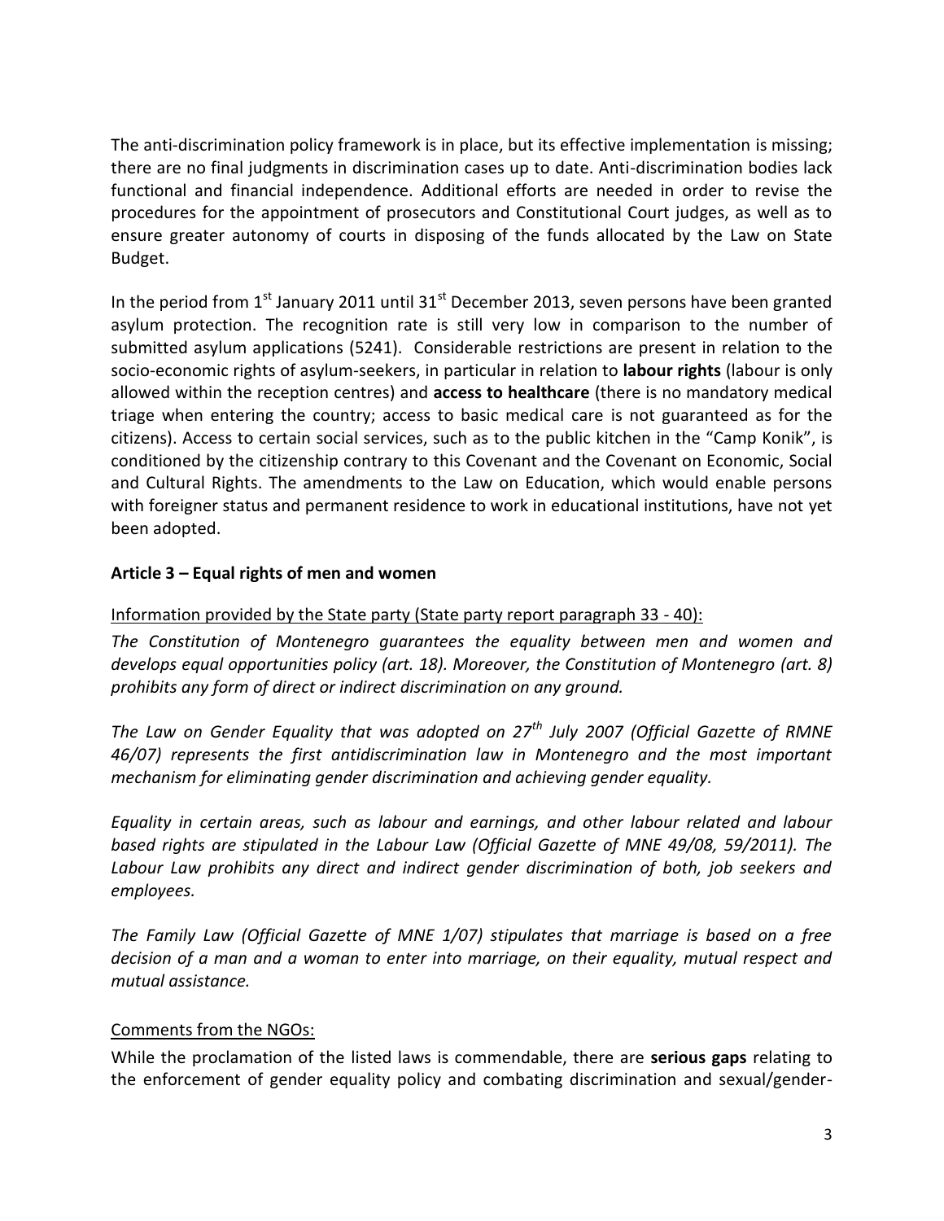The anti-discrimination policy framework is in place, but its effective implementation is missing; there are no final judgments in discrimination cases up to date. Anti-discrimination bodies lack functional and financial independence. Additional efforts are needed in order to revise the procedures for the appointment of prosecutors and Constitutional Court judges, as well as to ensure greater autonomy of courts in disposing of the funds allocated by the Law on State Budget.

In the period from 1st January 2011 until 31st December 2013, seven persons have been granted asylum protection. The recognition rate is still very low in comparison to the number of submitted asylum applications (5241). Considerable restrictions are present in relation to the socio-economic rights of asylum-seekers, in particular in relation to **labour rights** (labour is only allowed within the reception centres) and **access to healthcare** (there is no mandatory medical triage when entering the country; access to basic medical care is not guaranteed as for the citizens). Access to certain social services, such as to the public kitchen in the "Camp Konik", is conditioned by the citizenship contrary to this Covenant and the Covenant on Economic, Social and Cultural Rights. The amendments to the Law on Education, which would enable persons with foreigner status and permanent residence to work in educational institutions, have not yet been adopted.

**Article 3 – Equal rights of men and women**

Information provided by the State party (State party report paragraph 33 - 40):

*The Constitution of Montenegro guarantees the equality between men and women and develops equal opportunities policy (art. 18). Moreover, the Constitution of Montenegro (art. 8) prohibits any form of direct or indirect discrimination on any ground.*

*The Law on Gender Equality that was adopted on 27th July 2007 (Official Gazette of RMNE 46/07) represents the first antidiscrimination law in Montenegro and the most important mechanism for eliminating gender discrimination and achieving gender equality.*

*Equality in certain areas, such as labour and earnings, and other labour related and labour based rights are stipulated in the Labour Law (Official Gazette of MNE 49/08, 59/2011). The Labour Law prohibits any direct and indirect gender discrimination of both, job seekers and employees.*

*The Family Law (Official Gazette of MNE 1/07) stipulates that marriage is based on a free decision of a man and a woman to enter into marriage, on their equality, mutual respect and mutual assistance.*

Comments from the NGOs:

While the proclamation of the listed laws is commendable, there are **serious gaps** relating to the enforcement of gender equality policy and combating discrimination and sexual/gender-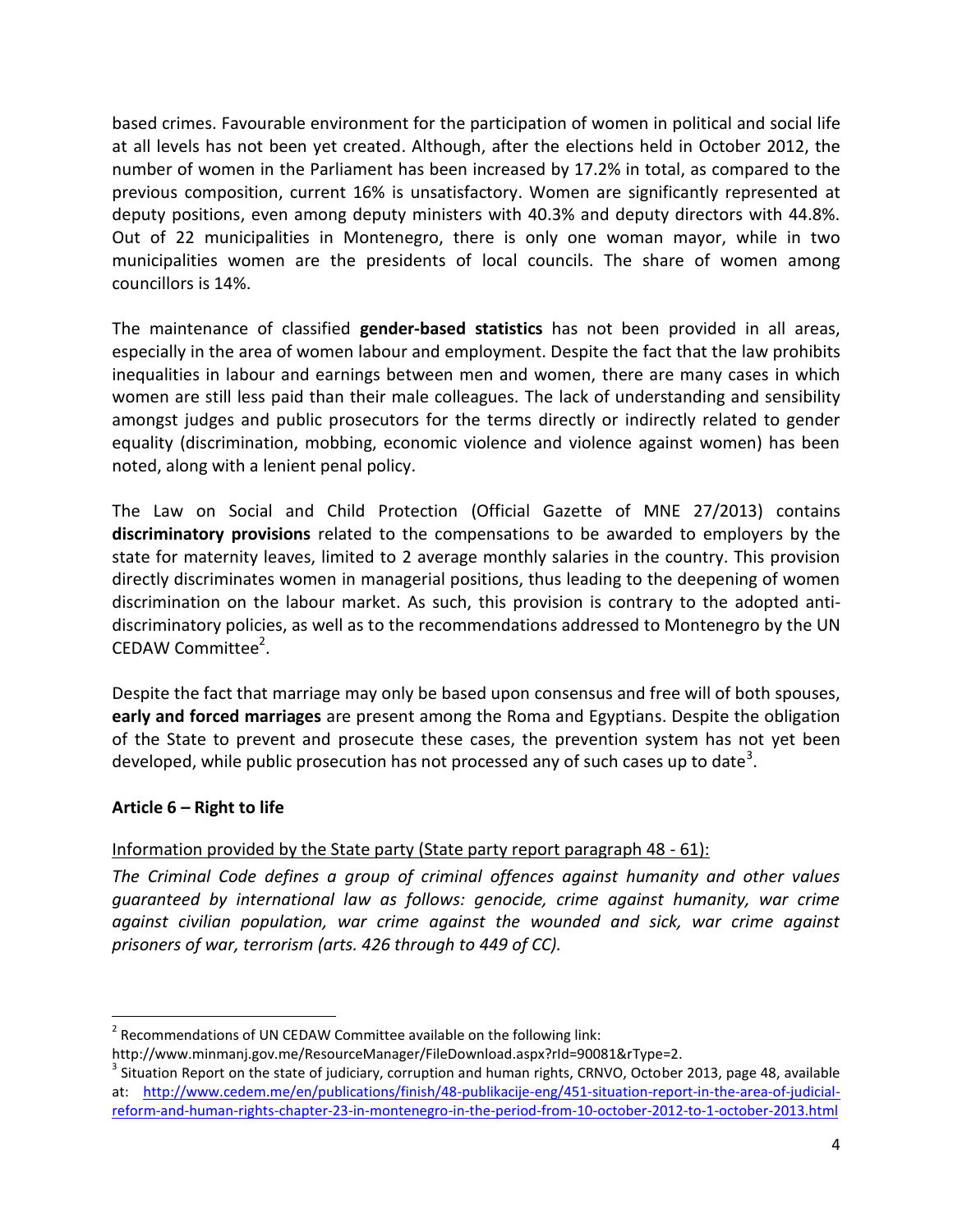based crimes. Favourable environment for the participation of women in political and social life at all levels has not been yet created. Although, after the elections held in October 2012, the number of women in the Parliament has been increased by 17.2% in total, as compared to the previous composition, current 16% is unsatisfactory. Women are significantly represented at deputy positions, even among deputy ministers with 40.3% and deputy directors with 44.8%. Out of 22 municipalities in Montenegro, there is only one woman mayor, while in two municipalities women are the presidents of local councils. The share of women among councillors is 14%.

The maintenance of classified **gender-based statistics** has not been provided in all areas, especially in the area of women labour and employment. Despite the fact that the law prohibits inequalities in labour and earnings between men and women, there are many cases in which women are still less paid than their male colleagues. The lack of understanding and sensibility amongst judges and public prosecutors for the terms directly or indirectly related to gender equality (discrimination, mobbing, economic violence and violence against women) has been noted, along with a lenient penal policy.

The Law on Social and Child Protection (Official Gazette of MNE 27/2013) contains **discriminatory provisions** related to the compensations to be awarded to employers by the state for maternity leaves, limited to 2 average monthly salaries in the country. This provision directly discriminates women in managerial positions, thus leading to the deepening of women discrimination on the labour market. As such, this provision is contrary to the adopted anti-discriminatory policies, as well as to the recommendations addressed to Montenegro by the UN CEDAW Committee[2].

Despite the fact that marriage may only be based upon consensus and free will of both spouses, **early and forced marriages** are present among the Roma and Egyptians. Despite the obligation of the State to prevent and prosecute these cases, the prevention system has not yet been developed, while public prosecution has not processed any of such cases up to date[3].

### Article 6 – Right to life

Information provided by the State party (State party report paragraph 48 - 61):

*The Criminal Code defines a group of criminal offences against humanity and other values guaranteed by international law as follows: genocide, crime against humanity, war crime against civilian population, war crime against the wounded and sick, war crime against prisoners of war, terrorism (arts. 426 through to 449 of CC).*

---

[2] Recommendations of UN CEDAW Committee available on the following link: http://www.minmanj.gov.me/ResourceManager/FileDownload.aspx?rId=90081&rType=2.

[3] Situation Report on the state of judiciary, corruption and human rights, CRNVO, October 2013, page 48, available at: http://www.cedem.me/en/publications/finish/48-publikacije-eng/451-situation-report-in-the-area-of-judicial-reform-and-human-rights-chapter-23-in-montenegro-in-the-period-from-10-october-2012-to-1-october-2013.html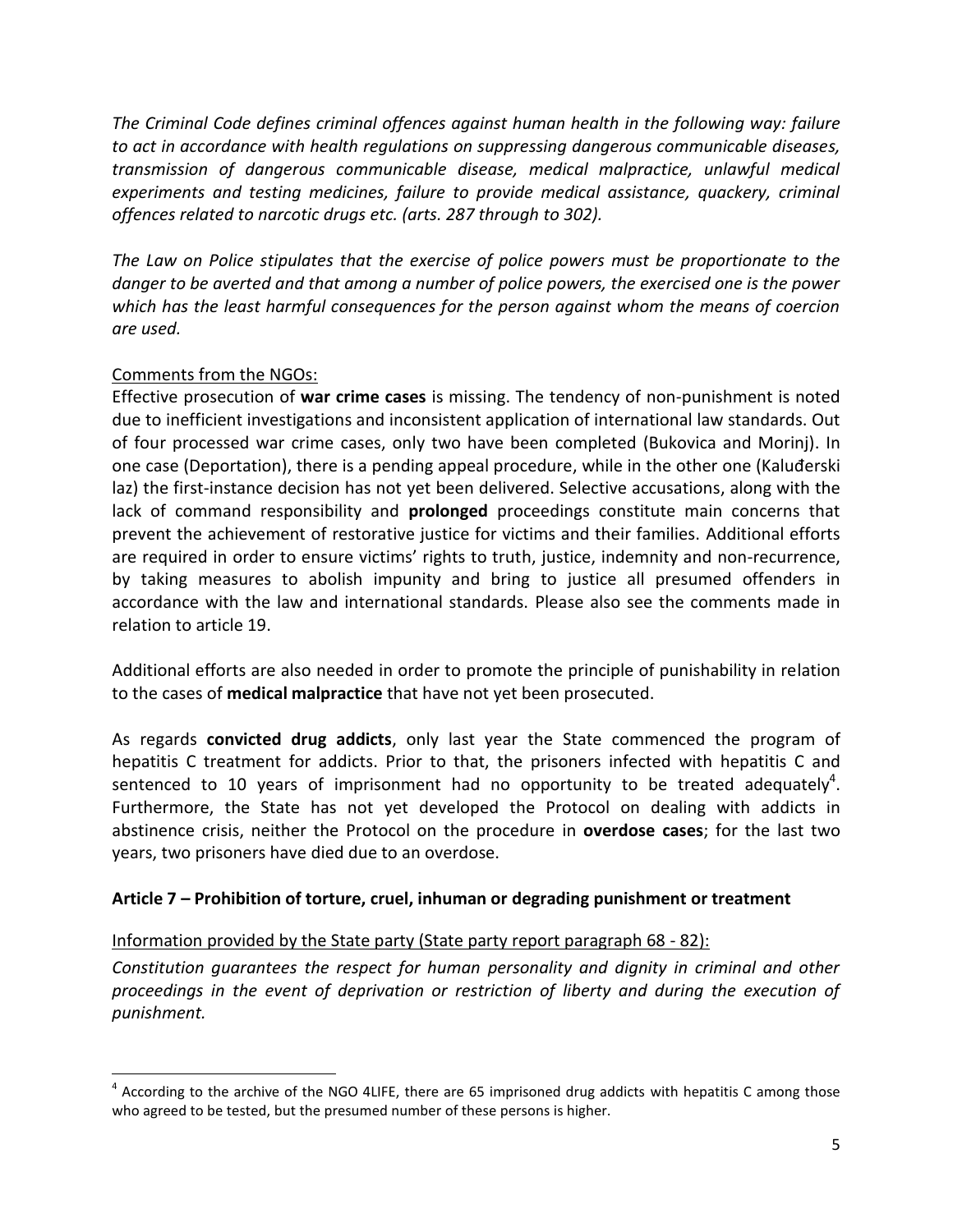*The Criminal Code defines criminal offences against human health in the following way: failure to act in accordance with health regulations on suppressing dangerous communicable diseases, transmission of dangerous communicable disease, medical malpractice, unlawful medical experiments and testing medicines, failure to provide medical assistance, quackery, criminal offences related to narcotic drugs etc. (arts. 287 through to 302).*

*The Law on Police stipulates that the exercise of police powers must be proportionate to the danger to be averted and that among a number of police powers, the exercised one is the power which has the least harmful consequences for the person against whom the means of coercion are used.*

Comments from the NGOs:

Effective prosecution of **war crime cases** is missing. The tendency of non-punishment is noted due to inefficient investigations and inconsistent application of international law standards. Out of four processed war crime cases, only two have been completed (Bukovica and Morinj). In one case (Deportation), there is a pending appeal procedure, while in the other one (Kaluđerski laz) the first-instance decision has not yet been delivered. Selective accusations, along with the lack of command responsibility and **prolonged** proceedings constitute main concerns that prevent the achievement of restorative justice for victims and their families. Additional efforts are required in order to ensure victims' rights to truth, justice, indemnity and non-recurrence, by taking measures to abolish impunity and bring to justice all presumed offenders in accordance with the law and international standards. Please also see the comments made in relation to article 19.

Additional efforts are also needed in order to promote the principle of punishability in relation to the cases of **medical malpractice** that have not yet been prosecuted.

As regards **convicted drug addicts**, only last year the State commenced the program of hepatitis C treatment for addicts. Prior to that, the prisoners infected with hepatitis C and sentenced to 10 years of imprisonment had no opportunity to be treated adequately[4]. Furthermore, the State has not yet developed the Protocol on dealing with addicts in abstinence crisis, neither the Protocol on the procedure in **overdose cases**; for the last two years, two prisoners have died due to an overdose.

**Article 7 – Prohibition of torture, cruel, inhuman or degrading punishment or treatment**

Information provided by the State party (State party report paragraph 68 - 82):

*Constitution guarantees the respect for human personality and dignity in criminal and other proceedings in the event of deprivation or restriction of liberty and during the execution of punishment.*

[4] According to the archive of the NGO 4LIFE, there are 65 imprisoned drug addicts with hepatitis C among those who agreed to be tested, but the presumed number of these persons is higher.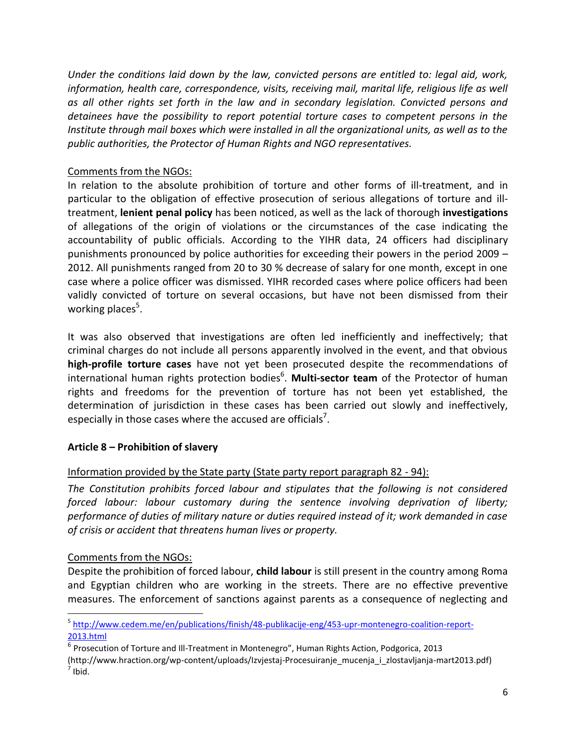*Under the conditions laid down by the law, convicted persons are entitled to: legal aid, work, information, health care, correspondence, visits, receiving mail, marital life, religious life as well as all other rights set forth in the law and in secondary legislation. Convicted persons and detainees have the possibility to report potential torture cases to competent persons in the Institute through mail boxes which were installed in all the organizational units, as well as to the public authorities, the Protector of Human Rights and NGO representatives.*

Comments from the NGOs:

In relation to the absolute prohibition of torture and other forms of ill-treatment, and in particular to the obligation of effective prosecution of serious allegations of torture and ill-treatment, **lenient penal policy** has been noticed, as well as the lack of thorough **investigations** of allegations of the origin of violations or the circumstances of the case indicating the accountability of public officials. According to the YIHR data, 24 officers had disciplinary punishments pronounced by police authorities for exceeding their powers in the period 2009 – 2012. All punishments ranged from 20 to 30 % decrease of salary for one month, except in one case where a police officer was dismissed. YIHR recorded cases where police officers had been validly convicted of torture on several occasions, but have not been dismissed from their working places[5].

It was also observed that investigations are often led inefficiently and ineffectively; that criminal charges do not include all persons apparently involved in the event, and that obvious **high-profile torture cases** have not yet been prosecuted despite the recommendations of international human rights protection bodies[6]. **Multi-sector team** of the Protector of human rights and freedoms for the prevention of torture has not been yet established, the determination of jurisdiction in these cases has been carried out slowly and ineffectively, especially in those cases where the accused are officials[7].

**Article 8 – Prohibition of slavery**

Information provided by the State party (State party report paragraph 82 - 94):

*The Constitution prohibits forced labour and stipulates that the following is not considered forced labour: labour customary during the sentence involving deprivation of liberty; performance of duties of military nature or duties required instead of it; work demanded in case of crisis or accident that threatens human lives or property.*

Comments from the NGOs:

Despite the prohibition of forced labour, **child labour** is still present in the country among Roma and Egyptian children who are working in the streets. There are no effective preventive measures. The enforcement of sanctions against parents as a consequence of neglecting and

---

[5] http://www.cedem.me/en/publications/finish/48-publikacije-eng/453-upr-montenegro-coalition-report-2013.html

[6] Prosecution of Torture and Ill-Treatment in Montenegro", Human Rights Action, Podgorica, 2013 (http://www.hraction.org/wp-content/uploads/Izvjestaj-Procesuiranje_mucenja_i_zlostavljanja-mart2013.pdf)

[7] Ibid.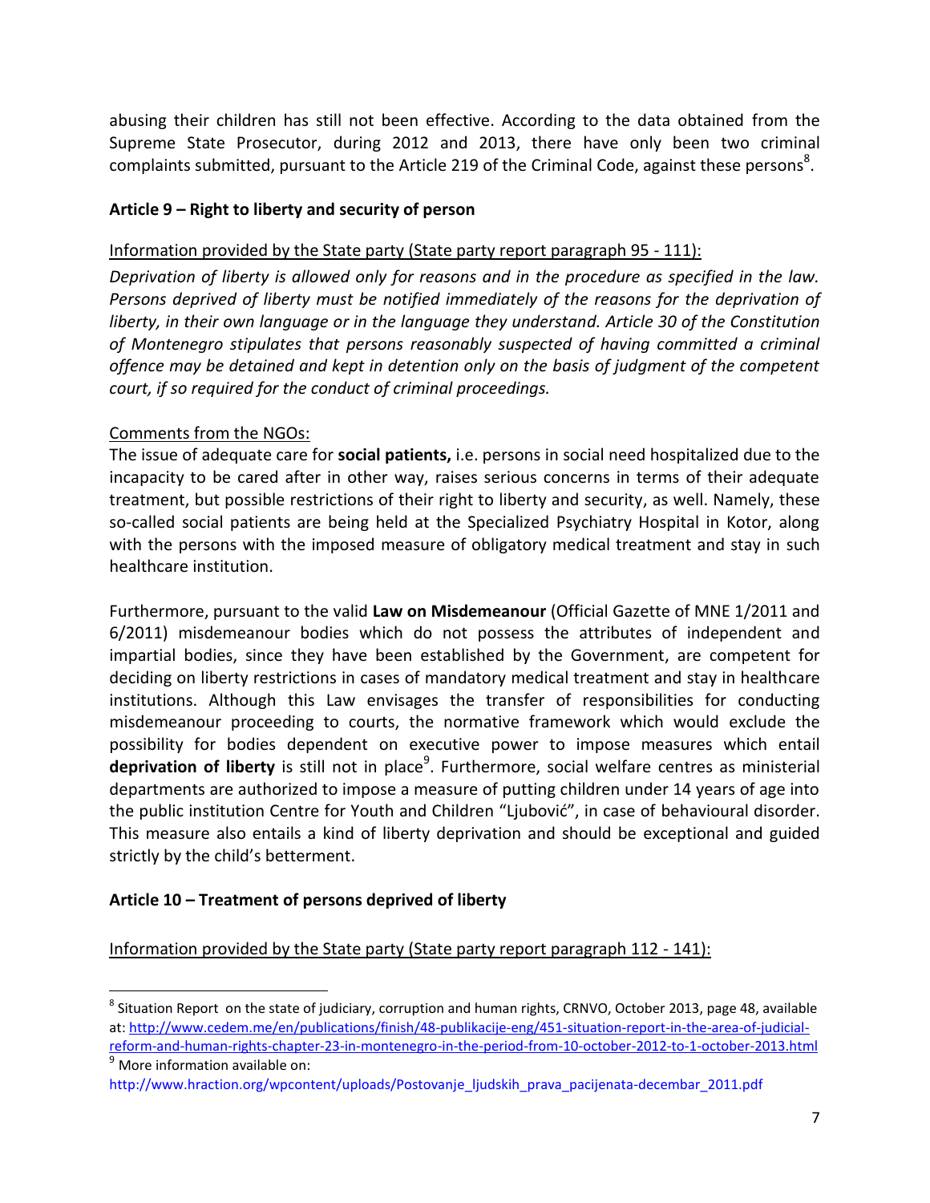abusing their children has still not been effective. According to the data obtained from the Supreme State Prosecutor, during 2012 and 2013, there have only been two criminal complaints submitted, pursuant to the Article 219 of the Criminal Code, against these persons[8].

**Article 9 – Right to liberty and security of person**

Information provided by the State party (State party report paragraph 95 - 111):

*Deprivation of liberty is allowed only for reasons and in the procedure as specified in the law. Persons deprived of liberty must be notified immediately of the reasons for the deprivation of liberty, in their own language or in the language they understand. Article 30 of the Constitution of Montenegro stipulates that persons reasonably suspected of having committed a criminal offence may be detained and kept in detention only on the basis of judgment of the competent court, if so required for the conduct of criminal proceedings.*

Comments from the NGOs:

The issue of adequate care for **social patients,** i.e. persons in social need hospitalized due to the incapacity to be cared after in other way, raises serious concerns in terms of their adequate treatment, but possible restrictions of their right to liberty and security, as well. Namely, these so-called social patients are being held at the Specialized Psychiatry Hospital in Kotor, along with the persons with the imposed measure of obligatory medical treatment and stay in such healthcare institution.

Furthermore, pursuant to the valid **Law on Misdemeanour** (Official Gazette of MNE 1/2011 and 6/2011) misdemeanour bodies which do not possess the attributes of independent and impartial bodies, since they have been established by the Government, are competent for deciding on liberty restrictions in cases of mandatory medical treatment and stay in healthcare institutions. Although this Law envisages the transfer of responsibilities for conducting misdemeanour proceeding to courts, the normative framework which would exclude the possibility for bodies dependent on executive power to impose measures which entail **deprivation of liberty** is still not in place[9]. Furthermore, social welfare centres as ministerial departments are authorized to impose a measure of putting children under 14 years of age into the public institution Centre for Youth and Children "Ljubović", in case of behavioural disorder. This measure also entails a kind of liberty deprivation and should be exceptional and guided strictly by the child's betterment.

**Article 10 – Treatment of persons deprived of liberty**

Information provided by the State party (State party report paragraph 112 - 141):

---

[8] Situation Report on the state of judiciary, corruption and human rights, CRNVO, October 2013, page 48, available at: http://www.cedem.me/en/publications/finish/48-publikacije-eng/451-situation-report-in-the-area-of-judicial-reform-and-human-rights-chapter-23-in-montenegro-in-the-period-from-10-october-2012-to-1-october-2013.html

[9] More information available on: http://www.hraction.org/wpcontent/uploads/Postovanje_ljudskih_prava_pacijenata-decembar_2011.pdf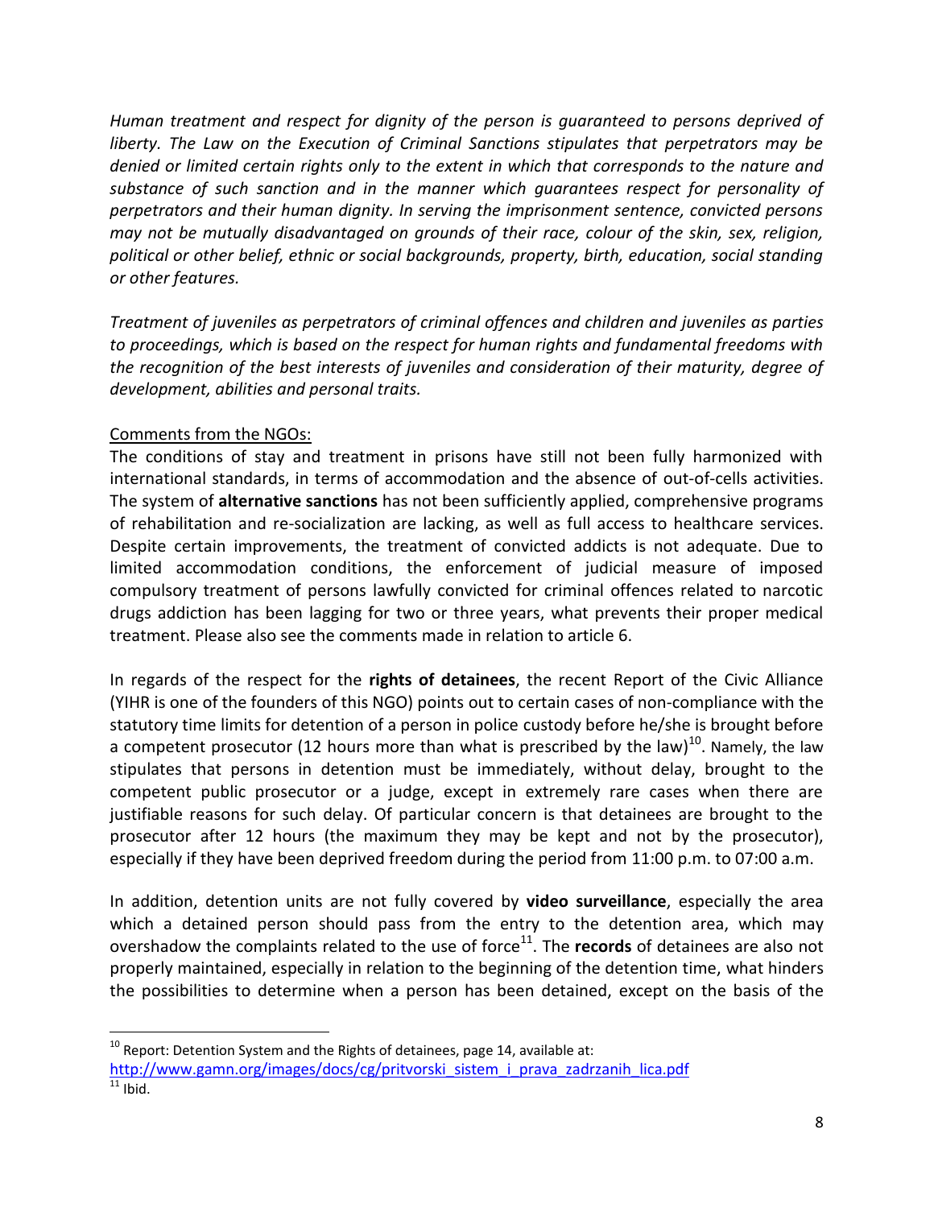*Human treatment and respect for dignity of the person is guaranteed to persons deprived of liberty. The Law on the Execution of Criminal Sanctions stipulates that perpetrators may be denied or limited certain rights only to the extent in which that corresponds to the nature and substance of such sanction and in the manner which guarantees respect for personality of perpetrators and their human dignity. In serving the imprisonment sentence, convicted persons may not be mutually disadvantaged on grounds of their race, colour of the skin, sex, religion, political or other belief, ethnic or social backgrounds, property, birth, education, social standing or other features.*

*Treatment of juveniles as perpetrators of criminal offences and children and juveniles as parties to proceedings, which is based on the respect for human rights and fundamental freedoms with the recognition of the best interests of juveniles and consideration of their maturity, degree of development, abilities and personal traits.*

Comments from the NGOs:

The conditions of stay and treatment in prisons have still not been fully harmonized with international standards, in terms of accommodation and the absence of out-of-cells activities. The system of **alternative sanctions** has not been sufficiently applied, comprehensive programs of rehabilitation and re-socialization are lacking, as well as full access to healthcare services. Despite certain improvements, the treatment of convicted addicts is not adequate. Due to limited accommodation conditions, the enforcement of judicial measure of imposed compulsory treatment of persons lawfully convicted for criminal offences related to narcotic drugs addiction has been lagging for two or three years, what prevents their proper medical treatment. Please also see the comments made in relation to article 6.

In regards of the respect for the **rights of detainees**, the recent Report of the Civic Alliance (YIHR is one of the founders of this NGO) points out to certain cases of non-compliance with the statutory time limits for detention of a person in police custody before he/she is brought before a competent prosecutor (12 hours more than what is prescribed by the law)[10]. Namely, the law stipulates that persons in detention must be immediately, without delay, brought to the competent public prosecutor or a judge, except in extremely rare cases when there are justifiable reasons for such delay. Of particular concern is that detainees are brought to the prosecutor after 12 hours (the maximum they may be kept and not by the prosecutor), especially if they have been deprived freedom during the period from 11:00 p.m. to 07:00 a.m.

In addition, detention units are not fully covered by **video surveillance**, especially the area which a detained person should pass from the entry to the detention area, which may overshadow the complaints related to the use of force[11]. The **records** of detainees are also not properly maintained, especially in relation to the beginning of the detention time, what hinders the possibilities to determine when a person has been detained, except on the basis of the

---

[10] Report: Detention System and the Rights of detainees, page 14, available at: http://www.gamn.org/images/docs/cg/pritvorski_sistem_i_prava_zadrzanih_lica.pdf

[11] Ibid.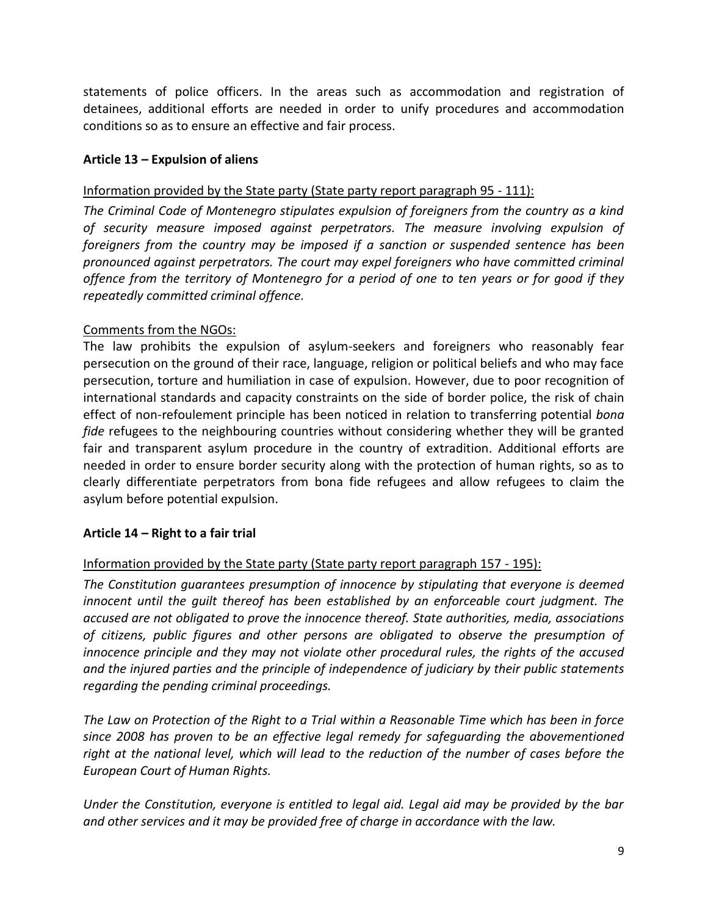statements of police officers. In the areas such as accommodation and registration of detainees, additional efforts are needed in order to unify procedures and accommodation conditions so as to ensure an effective and fair process.

### Article 13 – Expulsion of aliens

Information provided by the State party (State party report paragraph 95 - 111):

*The Criminal Code of Montenegro stipulates expulsion of foreigners from the country as a kind of security measure imposed against perpetrators. The measure involving expulsion of foreigners from the country may be imposed if a sanction or suspended sentence has been pronounced against perpetrators. The court may expel foreigners who have committed criminal offence from the territory of Montenegro for a period of one to ten years or for good if they repeatedly committed criminal offence.*

Comments from the NGOs:

The law prohibits the expulsion of asylum-seekers and foreigners who reasonably fear persecution on the ground of their race, language, religion or political beliefs and who may face persecution, torture and humiliation in case of expulsion. However, due to poor recognition of international standards and capacity constraints on the side of border police, the risk of chain effect of non-refoulement principle has been noticed in relation to transferring potential *bona fide* refugees to the neighbouring countries without considering whether they will be granted fair and transparent asylum procedure in the country of extradition. Additional efforts are needed in order to ensure border security along with the protection of human rights, so as to clearly differentiate perpetrators from bona fide refugees and allow refugees to claim the asylum before potential expulsion.

### Article 14 – Right to a fair trial

Information provided by the State party (State party report paragraph 157 - 195):

*The Constitution guarantees presumption of innocence by stipulating that everyone is deemed innocent until the guilt thereof has been established by an enforceable court judgment. The accused are not obligated to prove the innocence thereof. State authorities, media, associations of citizens, public figures and other persons are obligated to observe the presumption of innocence principle and they may not violate other procedural rules, the rights of the accused and the injured parties and the principle of independence of judiciary by their public statements regarding the pending criminal proceedings.*

*The Law on Protection of the Right to a Trial within a Reasonable Time which has been in force since 2008 has proven to be an effective legal remedy for safeguarding the abovementioned right at the national level, which will lead to the reduction of the number of cases before the European Court of Human Rights.*

*Under the Constitution, everyone is entitled to legal aid. Legal aid may be provided by the bar and other services and it may be provided free of charge in accordance with the law.*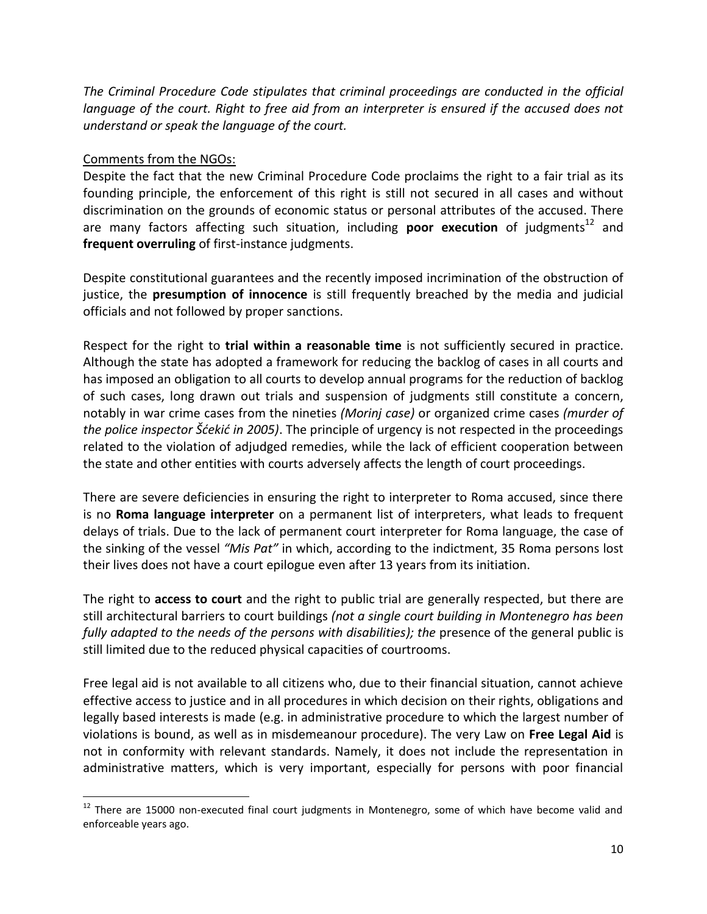*The Criminal Procedure Code stipulates that criminal proceedings are conducted in the official language of the court. Right to free aid from an interpreter is ensured if the accused does not understand or speak the language of the court.*

Comments from the NGOs:

Despite the fact that the new Criminal Procedure Code proclaims the right to a fair trial as its founding principle, the enforcement of this right is still not secured in all cases and without discrimination on the grounds of economic status or personal attributes of the accused. There are many factors affecting such situation, including **poor execution** of judgments[12] and **frequent overruling** of first-instance judgments.

Despite constitutional guarantees and the recently imposed incrimination of the obstruction of justice, the **presumption of innocence** is still frequently breached by the media and judicial officials and not followed by proper sanctions.

Respect for the right to **trial within a reasonable time** is not sufficiently secured in practice. Although the state has adopted a framework for reducing the backlog of cases in all courts and has imposed an obligation to all courts to develop annual programs for the reduction of backlog of such cases, long drawn out trials and suspension of judgments still constitute a concern, notably in war crime cases from the nineties *(Morinj case)* or organized crime cases *(murder of the police inspector Šćekić in 2005)*. The principle of urgency is not respected in the proceedings related to the violation of adjudged remedies, while the lack of efficient cooperation between the state and other entities with courts adversely affects the length of court proceedings.

There are severe deficiencies in ensuring the right to interpreter to Roma accused, since there is no **Roma language interpreter** on a permanent list of interpreters, what leads to frequent delays of trials. Due to the lack of permanent court interpreter for Roma language, the case of the sinking of the vessel *"Mis Pat"* in which, according to the indictment, 35 Roma persons lost their lives does not have a court epilogue even after 13 years from its initiation.

The right to **access to court** and the right to public trial are generally respected, but there are still architectural barriers to court buildings *(not a single court building in Montenegro has been fully adapted to the needs of the persons with disabilities); the* presence of the general public is still limited due to the reduced physical capacities of courtrooms.

Free legal aid is not available to all citizens who, due to their financial situation, cannot achieve effective access to justice and in all procedures in which decision on their rights, obligations and legally based interests is made (e.g. in administrative procedure to which the largest number of violations is bound, as well as in misdemeanour procedure). The very Law on **Free Legal Aid** is not in conformity with relevant standards. Namely, it does not include the representation in administrative matters, which is very important, especially for persons with poor financial

---

[12] There are 15000 non-executed final court judgments in Montenegro, some of which have become valid and enforceable years ago.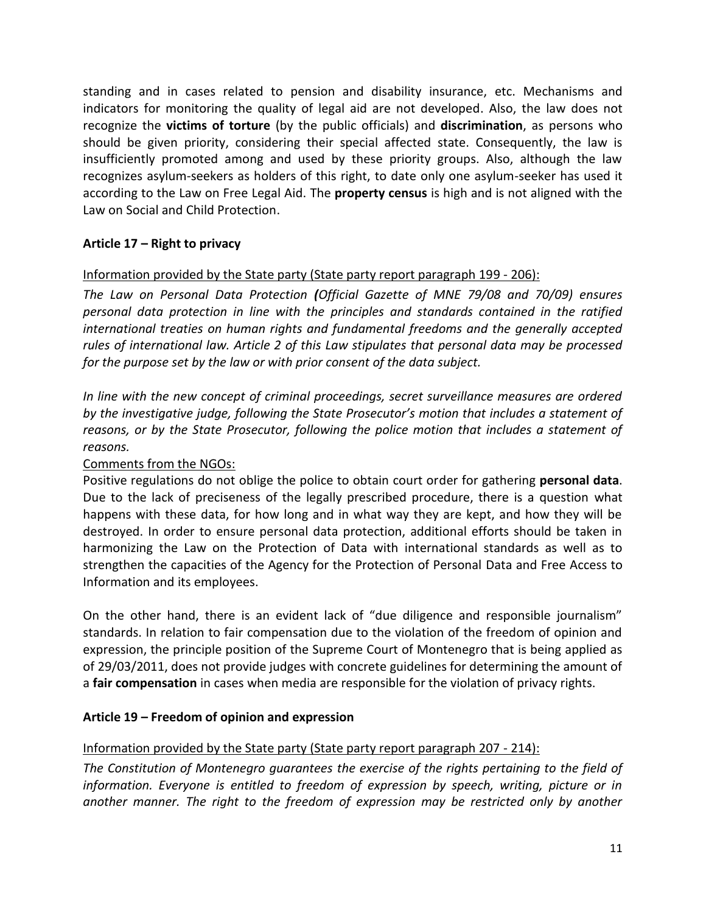standing and in cases related to pension and disability insurance, etc. Mechanisms and indicators for monitoring the quality of legal aid are not developed. Also, the law does not recognize the **victims of torture** (by the public officials) and **discrimination**, as persons who should be given priority, considering their special affected state. Consequently, the law is insufficiently promoted among and used by these priority groups. Also, although the law recognizes asylum-seekers as holders of this right, to date only one asylum-seeker has used it according to the Law on Free Legal Aid. The **property census** is high and is not aligned with the Law on Social and Child Protection.

### Article 17 – Right to privacy

Information provided by the State party (State party report paragraph 199 - 206):

*The Law on Personal Data Protection **(**Official Gazette of MNE 79/08 and 70/09) ensures personal data protection in line with the principles and standards contained in the ratified international treaties on human rights and fundamental freedoms and the generally accepted rules of international law. Article 2 of this Law stipulates that personal data may be processed for the purpose set by the law or with prior consent of the data subject.*

*In line with the new concept of criminal proceedings, secret surveillance measures are ordered by the investigative judge, following the State Prosecutor's motion that includes a statement of reasons, or by the State Prosecutor, following the police motion that includes a statement of reasons.*

Comments from the NGOs:

Positive regulations do not oblige the police to obtain court order for gathering **personal data**. Due to the lack of preciseness of the legally prescribed procedure, there is a question what happens with these data, for how long and in what way they are kept, and how they will be destroyed. In order to ensure personal data protection, additional efforts should be taken in harmonizing the Law on the Protection of Data with international standards as well as to strengthen the capacities of the Agency for the Protection of Personal Data and Free Access to Information and its employees.

On the other hand, there is an evident lack of "due diligence and responsible journalism" standards. In relation to fair compensation due to the violation of the freedom of opinion and expression, the principle position of the Supreme Court of Montenegro that is being applied as of 29/03/2011, does not provide judges with concrete guidelines for determining the amount of a **fair compensation** in cases when media are responsible for the violation of privacy rights.

### Article 19 – Freedom of opinion and expression

Information provided by the State party (State party report paragraph 207 - 214):

*The Constitution of Montenegro guarantees the exercise of the rights pertaining to the field of information. Everyone is entitled to freedom of expression by speech, writing, picture or in another manner. The right to the freedom of expression may be restricted only by another*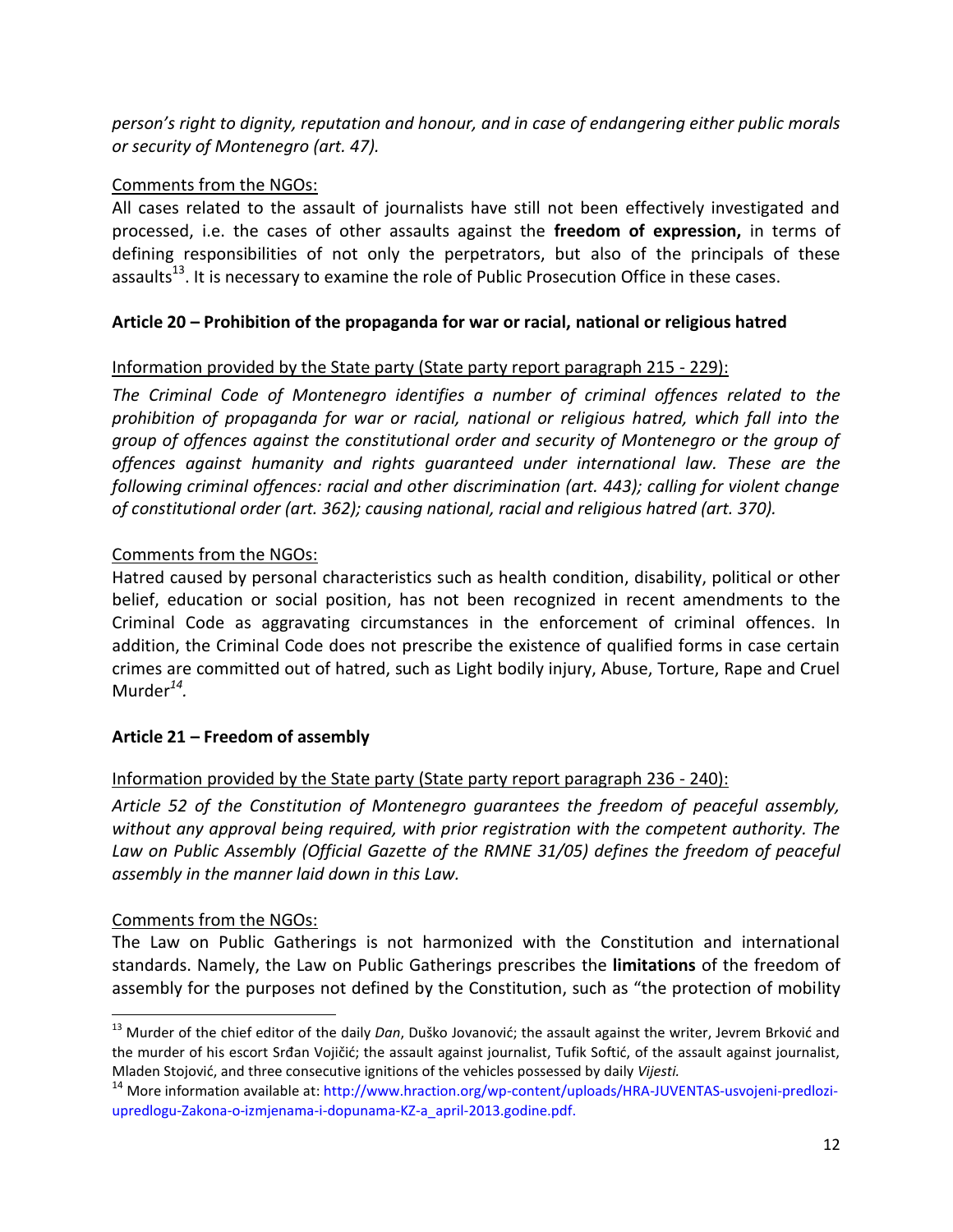*person's right to dignity, reputation and honour, and in case of endangering either public morals or security of Montenegro (art. 47).*

Comments from the NGOs:

All cases related to the assault of journalists have still not been effectively investigated and processed, i.e. the cases of other assaults against the **freedom of expression,** in terms of defining responsibilities of not only the perpetrators, but also of the principals of these assaults[13]. It is necessary to examine the role of Public Prosecution Office in these cases.

**Article 20 – Prohibition of the propaganda for war or racial, national or religious hatred**

Information provided by the State party (State party report paragraph 215 - 229):

*The Criminal Code of Montenegro identifies a number of criminal offences related to the prohibition of propaganda for war or racial, national or religious hatred, which fall into the group of offences against the constitutional order and security of Montenegro or the group of offences against humanity and rights guaranteed under international law. These are the following criminal offences: racial and other discrimination (art. 443); calling for violent change of constitutional order (art. 362); causing national, racial and religious hatred (art. 370).*

Comments from the NGOs:

Hatred caused by personal characteristics such as health condition, disability, political or other belief, education or social position, has not been recognized in recent amendments to the Criminal Code as aggravating circumstances in the enforcement of criminal offences. In addition, the Criminal Code does not prescribe the existence of qualified forms in case certain crimes are committed out of hatred, such as Light bodily injury, Abuse, Torture, Rape and Cruel Murder[14].

**Article 21 – Freedom of assembly**

Information provided by the State party (State party report paragraph 236 - 240):

*Article 52 of the Constitution of Montenegro guarantees the freedom of peaceful assembly, without any approval being required, with prior registration with the competent authority. The Law on Public Assembly (Official Gazette of the RMNE 31/05) defines the freedom of peaceful assembly in the manner laid down in this Law.*

Comments from the NGOs:

The Law on Public Gatherings is not harmonized with the Constitution and international standards. Namely, the Law on Public Gatherings prescribes the **limitations** of the freedom of assembly for the purposes not defined by the Constitution, such as "the protection of mobility

---

[13] Murder of the chief editor of the daily *Dan*, Duško Jovanović; the assault against the writer, Jevrem Brković and the murder of his escort Srđan Vojičić; the assault against journalist, Tufik Softić, of the assault against journalist, Mladen Stojović, and three consecutive ignitions of the vehicles possessed by daily *Vijesti.*

[14] More information available at: http://www.hraction.org/wp-content/uploads/HRA-JUVENTAS-usvojeni-predlozi-upredlogu-Zakona-o-izmjenama-i-dopunama-KZ-a_april-2013.godine.pdf.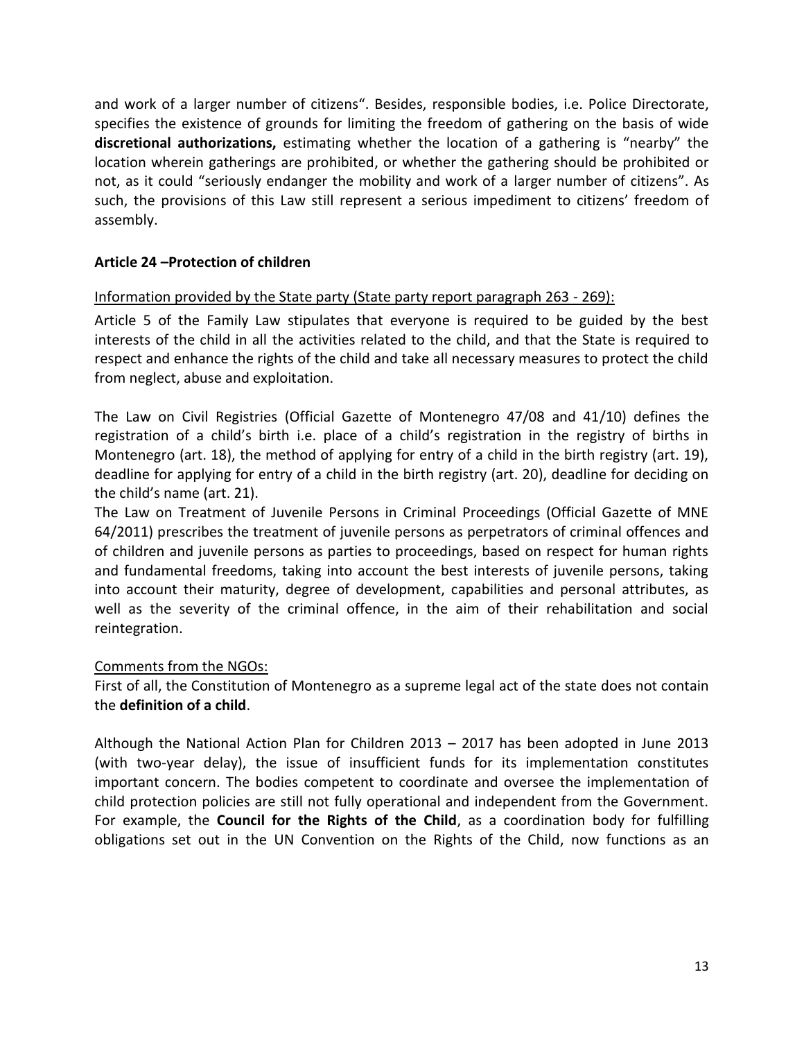and work of a larger number of citizens". Besides, responsible bodies, i.e. Police Directorate, specifies the existence of grounds for limiting the freedom of gathering on the basis of wide **discretional authorizations,** estimating whether the location of a gathering is "nearby" the location wherein gatherings are prohibited, or whether the gathering should be prohibited or not, as it could "seriously endanger the mobility and work of a larger number of citizens". As such, the provisions of this Law still represent a serious impediment to citizens' freedom of assembly.

### Article 24 –Protection of children

Information provided by the State party (State party report paragraph 263 - 269):

Article 5 of the Family Law stipulates that everyone is required to be guided by the best interests of the child in all the activities related to the child, and that the State is required to respect and enhance the rights of the child and take all necessary measures to protect the child from neglect, abuse and exploitation.

The Law on Civil Registries (Official Gazette of Montenegro 47/08 and 41/10) defines the registration of a child's birth i.e. place of a child's registration in the registry of births in Montenegro (art. 18), the method of applying for entry of a child in the birth registry (art. 19), deadline for applying for entry of a child in the birth registry (art. 20), deadline for deciding on the child's name (art. 21).

The Law on Treatment of Juvenile Persons in Criminal Proceedings (Official Gazette of MNE 64/2011) prescribes the treatment of juvenile persons as perpetrators of criminal offences and of children and juvenile persons as parties to proceedings, based on respect for human rights and fundamental freedoms, taking into account the best interests of juvenile persons, taking into account their maturity, degree of development, capabilities and personal attributes, as well as the severity of the criminal offence, in the aim of their rehabilitation and social reintegration.

Comments from the NGOs:

First of all, the Constitution of Montenegro as a supreme legal act of the state does not contain the **definition of a child**.

Although the National Action Plan for Children 2013 – 2017 has been adopted in June 2013 (with two-year delay), the issue of insufficient funds for its implementation constitutes important concern. The bodies competent to coordinate and oversee the implementation of child protection policies are still not fully operational and independent from the Government. For example, the **Council for the Rights of the Child**, as a coordination body for fulfilling obligations set out in the UN Convention on the Rights of the Child, now functions as an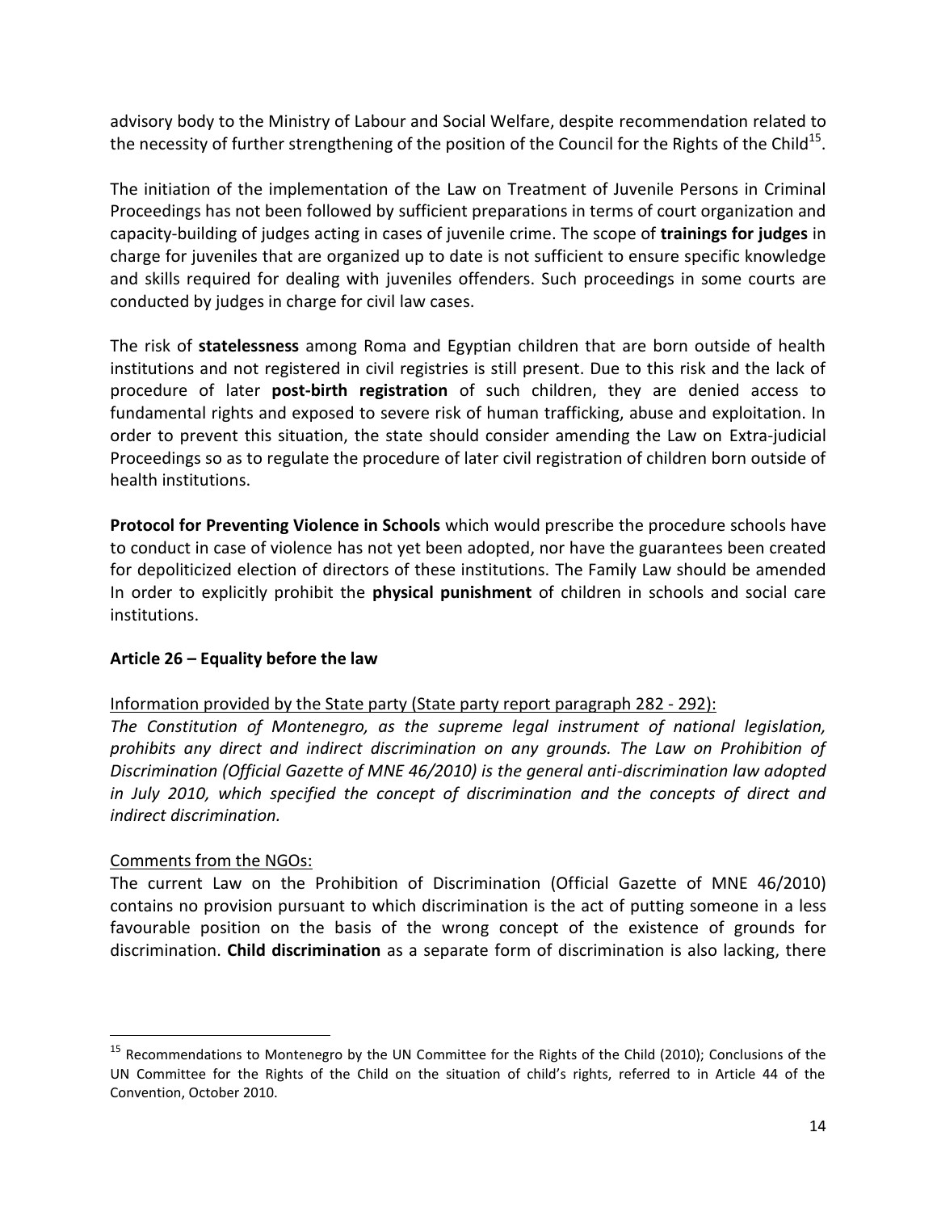advisory body to the Ministry of Labour and Social Welfare, despite recommendation related to the necessity of further strengthening of the position of the Council for the Rights of the Child[15].

The initiation of the implementation of the Law on Treatment of Juvenile Persons in Criminal Proceedings has not been followed by sufficient preparations in terms of court organization and capacity-building of judges acting in cases of juvenile crime. The scope of **trainings for judges** in charge for juveniles that are organized up to date is not sufficient to ensure specific knowledge and skills required for dealing with juveniles offenders. Such proceedings in some courts are conducted by judges in charge for civil law cases.

The risk of **statelessness** among Roma and Egyptian children that are born outside of health institutions and not registered in civil registries is still present. Due to this risk and the lack of procedure of later **post-birth registration** of such children, they are denied access to fundamental rights and exposed to severe risk of human trafficking, abuse and exploitation. In order to prevent this situation, the state should consider amending the Law on Extra-judicial Proceedings so as to regulate the procedure of later civil registration of children born outside of health institutions.

**Protocol for Preventing Violence in Schools** which would prescribe the procedure schools have to conduct in case of violence has not yet been adopted, nor have the guarantees been created for depoliticized election of directors of these institutions. The Family Law should be amended In order to explicitly prohibit the **physical punishment** of children in schools and social care institutions.

**Article 26 – Equality before the law**

Information provided by the State party (State party report paragraph 282 - 292):

*The Constitution of Montenegro, as the supreme legal instrument of national legislation, prohibits any direct and indirect discrimination on any grounds. The Law on Prohibition of Discrimination (Official Gazette of MNE 46/2010) is the general anti-discrimination law adopted in July 2010, which specified the concept of discrimination and the concepts of direct and indirect discrimination.*

Comments from the NGOs:

The current Law on the Prohibition of Discrimination (Official Gazette of MNE 46/2010) contains no provision pursuant to which discrimination is the act of putting someone in a less favourable position on the basis of the wrong concept of the existence of grounds for discrimination. **Child discrimination** as a separate form of discrimination is also lacking, there

---

[15] Recommendations to Montenegro by the UN Committee for the Rights of the Child (2010); Conclusions of the UN Committee for the Rights of the Child on the situation of child's rights, referred to in Article 44 of the Convention, October 2010.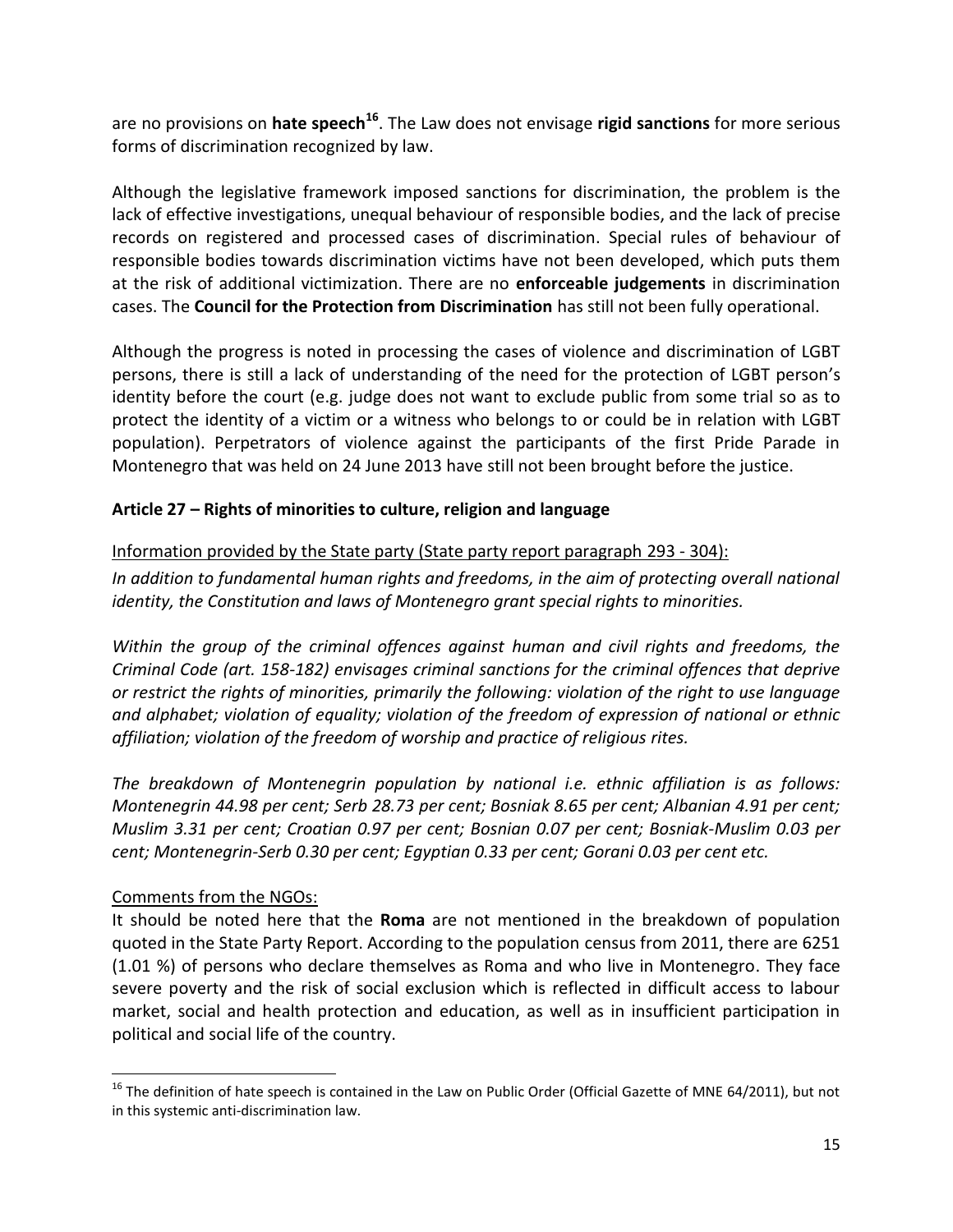are no provisions on **hate speech**[16]. The Law does not envisage **rigid sanctions** for more serious forms of discrimination recognized by law.

Although the legislative framework imposed sanctions for discrimination, the problem is the lack of effective investigations, unequal behaviour of responsible bodies, and the lack of precise records on registered and processed cases of discrimination. Special rules of behaviour of responsible bodies towards discrimination victims have not been developed, which puts them at the risk of additional victimization. There are no **enforceable judgements** in discrimination cases. The **Council for the Protection from Discrimination** has still not been fully operational.

Although the progress is noted in processing the cases of violence and discrimination of LGBT persons, there is still a lack of understanding of the need for the protection of LGBT person's identity before the court (e.g. judge does not want to exclude public from some trial so as to protect the identity of a victim or a witness who belongs to or could be in relation with LGBT population). Perpetrators of violence against the participants of the first Pride Parade in Montenegro that was held on 24 June 2013 have still not been brought before the justice.

### Article 27 – Rights of minorities to culture, religion and language

Information provided by the State party (State party report paragraph 293 - 304):

*In addition to fundamental human rights and freedoms, in the aim of protecting overall national identity, the Constitution and laws of Montenegro grant special rights to minorities.*

*Within the group of the criminal offences against human and civil rights and freedoms, the Criminal Code (art. 158-182) envisages criminal sanctions for the criminal offences that deprive or restrict the rights of minorities, primarily the following: violation of the right to use language and alphabet; violation of equality; violation of the freedom of expression of national or ethnic affiliation; violation of the freedom of worship and practice of religious rites.*

*The breakdown of Montenegrin population by national i.e. ethnic affiliation is as follows: Montenegrin 44.98 per cent; Serb 28.73 per cent; Bosniak 8.65 per cent; Albanian 4.91 per cent; Muslim 3.31 per cent; Croatian 0.97 per cent; Bosnian 0.07 per cent; Bosniak-Muslim 0.03 per cent; Montenegrin-Serb 0.30 per cent; Egyptian 0.33 per cent; Gorani 0.03 per cent etc.*

Comments from the NGOs:

It should be noted here that the **Roma** are not mentioned in the breakdown of population quoted in the State Party Report. According to the population census from 2011, there are 6251 (1.01 %) of persons who declare themselves as Roma and who live in Montenegro. They face severe poverty and the risk of social exclusion which is reflected in difficult access to labour market, social and health protection and education, as well as in insufficient participation in political and social life of the country.

---

[16] The definition of hate speech is contained in the Law on Public Order (Official Gazette of MNE 64/2011), but not in this systemic anti-discrimination law.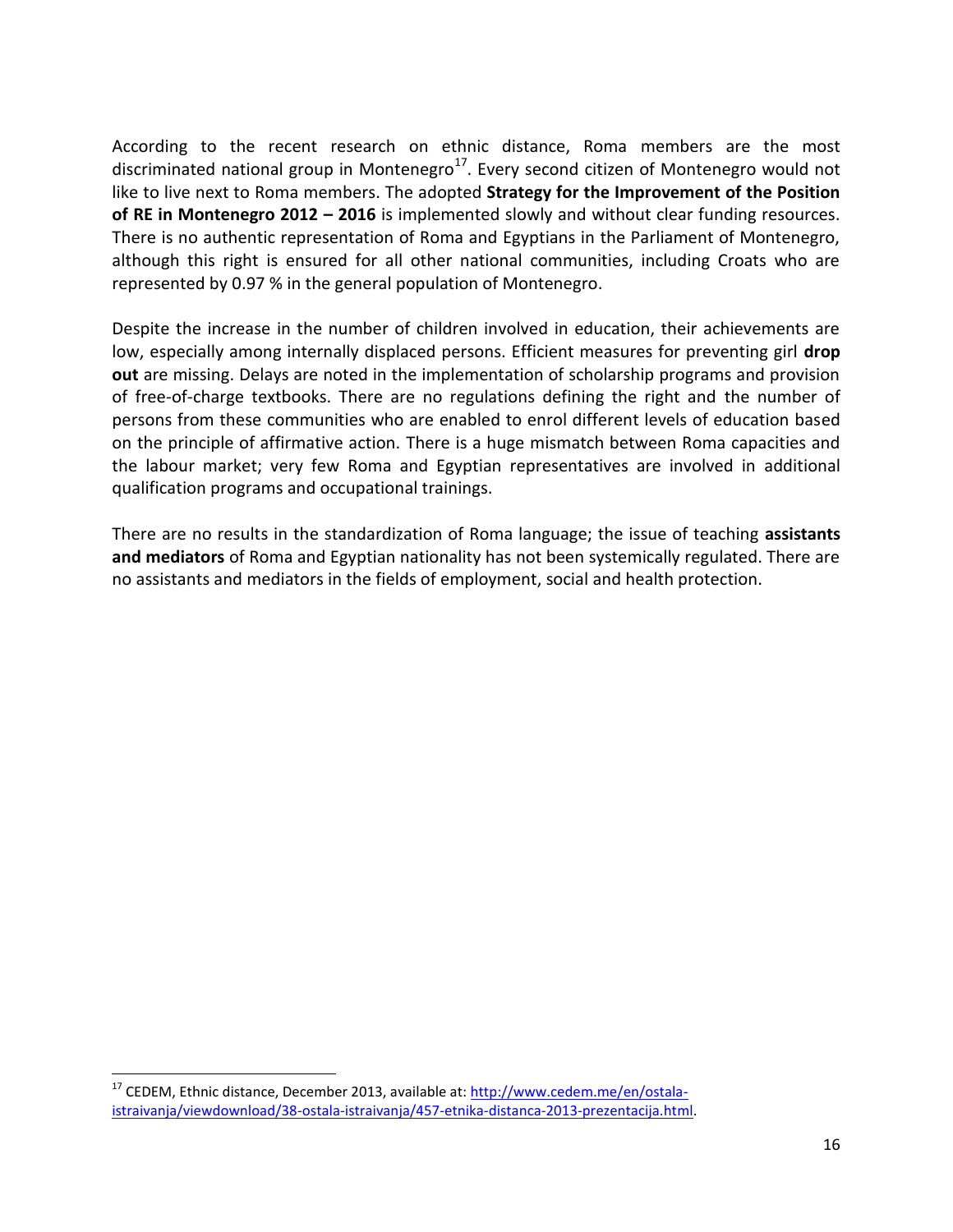According to the recent research on ethnic distance, Roma members are the most discriminated national group in Montenegro[17]. Every second citizen of Montenegro would not like to live next to Roma members. The adopted **Strategy for the Improvement of the Position of RE in Montenegro 2012 – 2016** is implemented slowly and without clear funding resources. There is no authentic representation of Roma and Egyptians in the Parliament of Montenegro, although this right is ensured for all other national communities, including Croats who are represented by 0.97 % in the general population of Montenegro.

Despite the increase in the number of children involved in education, their achievements are low, especially among internally displaced persons. Efficient measures for preventing girl **drop out** are missing. Delays are noted in the implementation of scholarship programs and provision of free-of-charge textbooks. There are no regulations defining the right and the number of persons from these communities who are enabled to enrol different levels of education based on the principle of affirmative action. There is a huge mismatch between Roma capacities and the labour market; very few Roma and Egyptian representatives are involved in additional qualification programs and occupational trainings.

There are no results in the standardization of Roma language; the issue of teaching **assistants and mediators** of Roma and Egyptian nationality has not been systemically regulated. There are no assistants and mediators in the fields of employment, social and health protection.

[17] CEDEM, Ethnic distance, December 2013, available at: [http://www.cedem.me/en/ostala-istraivanja/viewdownload/38-ostala-istraivanja/457-etnika-distanca-2013-prezentacija.html](http://www.cedem.me/en/ostala-istraivanja/viewdownload/38-ostala-istraivanja/457-etnika-distanca-2013-prezentacija.html).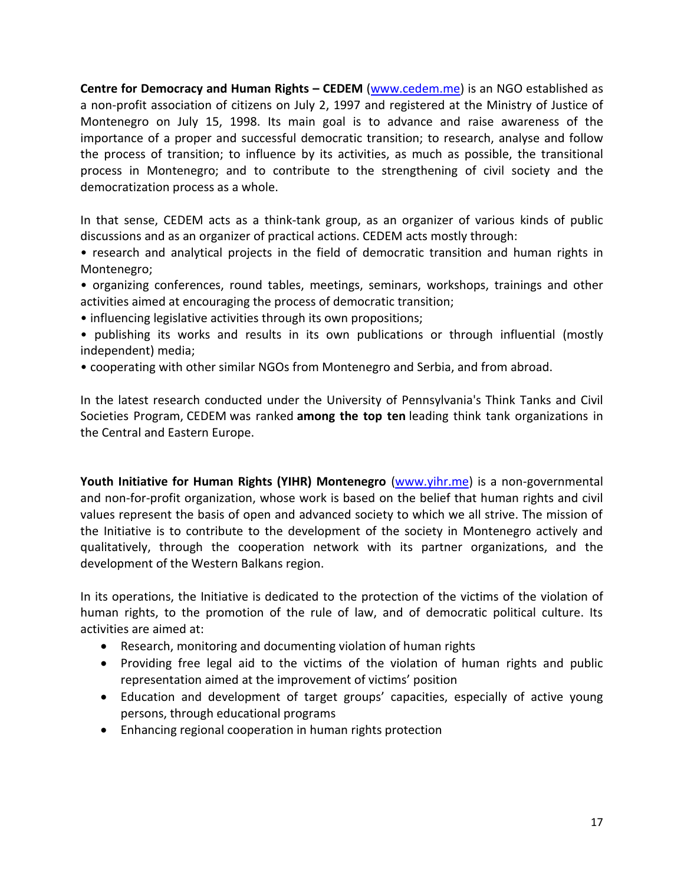**Centre for Democracy and Human Rights – CEDEM** ([www.cedem.me](www.cedem.me)) is an NGO established as a non-profit association of citizens on July 2, 1997 and registered at the Ministry of Justice of Montenegro on July 15, 1998. Its main goal is to advance and raise awareness of the importance of a proper and successful democratic transition; to research, analyse and follow the process of transition; to influence by its activities, as much as possible, the transitional process in Montenegro; and to contribute to the strengthening of civil society and the democratization process as a whole.

In that sense, CEDEM acts as a think-tank group, as an organizer of various kinds of public discussions and as an organizer of practical actions. CEDEM acts mostly through:

- research and analytical projects in the field of democratic transition and human rights in Montenegro;
- organizing conferences, round tables, meetings, seminars, workshops, trainings and other activities aimed at encouraging the process of democratic transition;
- influencing legislative activities through its own propositions;
- publishing its works and results in its own publications or through influential (mostly independent) media;
- cooperating with other similar NGOs from Montenegro and Serbia, and from abroad.

In the latest research conducted under the University of Pennsylvania's Think Tanks and Civil Societies Program, CEDEM was ranked **among the top ten** leading think tank organizations in the Central and Eastern Europe.

**Youth Initiative for Human Rights (YIHR) Montenegro** ([www.yihr.me](www.yihr.me)) is a non-governmental and non-for-profit organization, whose work is based on the belief that human rights and civil values represent the basis of open and advanced society to which we all strive. The mission of the Initiative is to contribute to the development of the society in Montenegro actively and qualitatively, through the cooperation network with its partner organizations, and the development of the Western Balkans region.

In its operations, the Initiative is dedicated to the protection of the victims of the violation of human rights, to the promotion of the rule of law, and of democratic political culture. Its activities are aimed at:

- Research, monitoring and documenting violation of human rights
- Providing free legal aid to the victims of the violation of human rights and public representation aimed at the improvement of victims' position
- Education and development of target groups' capacities, especially of active young persons, through educational programs
- Enhancing regional cooperation in human rights protection